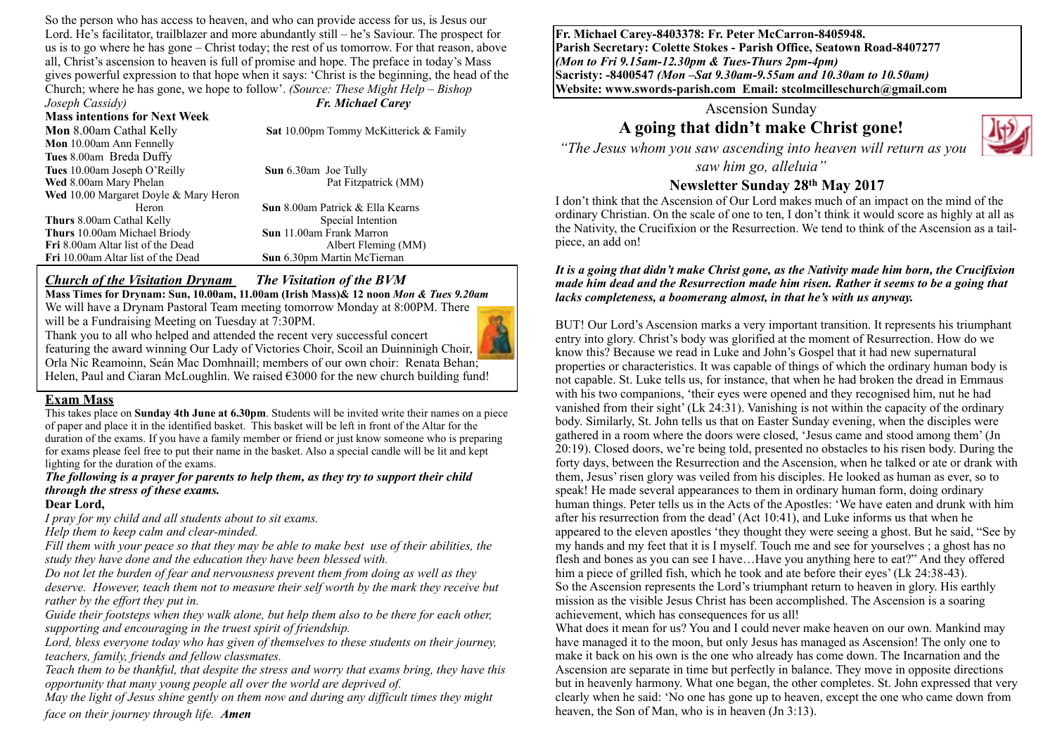So the person who has access to heaven, and who can provide access for us, is Jesus our Lord. He's facilitator, trailblazer and more abundantly still – he's Saviour. The prospect for us is to go where he has gone – Christ today; the rest of us tomorrow. For that reason, above all, Christ's ascension to heaven is full of promise and hope. The preface in today's Mass gives powerful expression to that hope when it says: 'Christ is the beginning, the head of the Church; where he has gone, we hope to follow'. *(Source: These Might Help – Bishop Joseph Cassidy)* ***Fr. Michael Carey***

**Mass intentions for Next Week**

**Mon** 8.00am Cathal Kelly
**Mon** 10.00am Ann Fennelly
**Tues** 8.00am Breda Duffy
**Tues** 10.00am Joseph O'Reilly
**Wed** 8.00am Mary Phelan
**Wed** 10.00 Margaret Doyle & Mary Heron Heron
**Thurs** 8.00am Cathal Kelly
**Thurs** 10.00am Michael Briody
**Fri** 8.00am Altar list of the Dead
**Fri** 10.00am Altar list of the Dead
**Sat** 10.00pm Tommy McKitterick & Family
**Sun** 6.30am Joe Tully
Pat Fitzpatrick (MM)
**Sun** 8.00am Patrick & Ella Kearns
Special Intention
**Sun** 11.00am Frank Marron
Albert Fleming (MM)
**Sun** 6.30pm Martin McTiernan

## Church of the Visitation Drynam *The Visitation of the BVM*

**Mass Times for Drynam: Sun, 10.00am, 11.00am (Irish Mass)& 12 noon** ***Mon & Tues 9.20am***

We will have a Drynam Pastoral Team meeting tomorrow Monday at 8:00PM. There will be a Fundraising Meeting on Tuesday at 7:30PM.

Thank you to all who helped and attended the recent very successful concert featuring the award winning Our Lady of Victories Choir, Scoil an Duinninigh Choir, Orla Nic Reamoinn, Seán Mac Domhnaill; members of our own choir: Renata Behan; Helen, Paul and Ciaran McLoughlin. We raised €3000 for the new church building fund!

## Exam Mass

This takes place on **Sunday 4th June at 6.30pm**. Students will be invited write their names on a piece of paper and place it in the identified basket. This basket will be left in front of the Altar for the duration of the exams. If you have a family member or friend or just know someone who is preparing for exams please feel free to put their name in the basket. Also a special candle will be lit and kept lighting for the duration of the exams.

***The following is a prayer for parents to help them, as they try to support their child through the stress of these exams.***

**Dear Lord,**

*I pray for my child and all students about to sit exams.*
*Help them to keep calm and clear-minded.*
*Fill them with your peace so that they may be able to make best use of their abilities, the study they have done and the education they have been blessed with.*
*Do not let the burden of fear and nervousness prevent them from doing as well as they deserve. However, teach them not to measure their self worth by the mark they receive but rather by the effort they put in.*
*Guide their footsteps when they walk alone, but help them also to be there for each other, supporting and encouraging in the truest spirit of friendship.*
*Lord, bless everyone today who has given of themselves to these students on their journey, teachers, family, friends and fellow classmates.*
*Teach them to be thankful, that despite the stress and worry that exams bring, they have this opportunity that many young people all over the world are deprived of.*
*May the light of Jesus shine gently on them now and during any difficult times they might face on their journey through life.* ***Amen***

**Fr. Michael Carey-8403378: Fr. Peter McCarron-8405948.**
**Parish Secretary: Colette Stokes - Parish Office, Seatown Road-8407277**
***(Mon to Fri 9.15am-12.30pm & Tues-Thurs 2pm-4pm)***
**Sacristy: -8400547** ***(Mon –Sat 9.30am-9.55am and 10.30am to 10.50am)***
**Website: www.swords-parish.com Email: stcolmcilleschurch@gmail.com**

Ascension Sunday

# A going that didn't make Christ gone!

*"The Jesus whom you saw ascending into heaven will return as you saw him go, alleluia"*

## Newsletter Sunday 28th May 2017

I don't think that the Ascension of Our Lord makes much of an impact on the mind of the ordinary Christian. On the scale of one to ten, I don't think it would score as highly at all as the Nativity, the Crucifixion or the Resurrection. We tend to think of the Ascension as a tail-piece, an add on!

***It is a going that didn't make Christ gone, as the Nativity made him born, the Crucifixion made him dead and the Resurrection made him risen. Rather it seems to be a going that lacks completeness, a boomerang almost, in that he's with us anyway.***

BUT! Our Lord's Ascension marks a very important transition. It represents his triumphant entry into glory. Christ's body was glorified at the moment of Resurrection. How do we know this? Because we read in Luke and John's Gospel that it had new supernatural properties or characteristics. It was capable of things of which the ordinary human body is not capable. St. Luke tells us, for instance, that when he had broken the dread in Emmaus with his two companions, 'their eyes were opened and they recognised him, nut he had vanished from their sight' (Lk 24:31). Vanishing is not within the capacity of the ordinary body. Similarly, St. John tells us that on Easter Sunday evening, when the disciples were gathered in a room where the doors were closed, 'Jesus came and stood among them' (Jn 20:19). Closed doors, we're being told, presented no obstacles to his risen body. During the forty days, between the Resurrection and the Ascension, when he talked or ate or drank with them, Jesus' risen glory was veiled from his disciples. He looked as human as ever, so to speak! He made several appearances to them in ordinary human form, doing ordinary human things. Peter tells us in the Acts of the Apostles: 'We have eaten and drunk with him after his resurrection from the dead' (Act 10:41), and Luke informs us that when he appeared to the eleven apostles 'they thought they were seeing a ghost. But he said, "See by my hands and my feet that it is I myself. Touch me and see for yourselves ; a ghost has no flesh and bones as you can see I have…Have you anything here to eat?" And they offered him a piece of grilled fish, which he took and ate before their eyes' (Lk 24:38-43).
So the Ascension represents the Lord's triumphant return to heaven in glory. His earthly mission as the visible Jesus Christ has been accomplished. The Ascension is a soaring achievement, which has consequences for us all!
What does it mean for us? You and I could never make heaven on our own. Mankind may have managed it to the moon, but only Jesus has managed as Ascension! The only one to make it back on his own is the one who already has come down. The Incarnation and the Ascension are separate in time but perfectly in balance. They move in opposite directions but in heavenly harmony. What one began, the other completes. St. John expressed that very clearly when he said: 'No one has gone up to heaven, except the one who came down from heaven, the Son of Man, who is in heaven (Jn 3:13).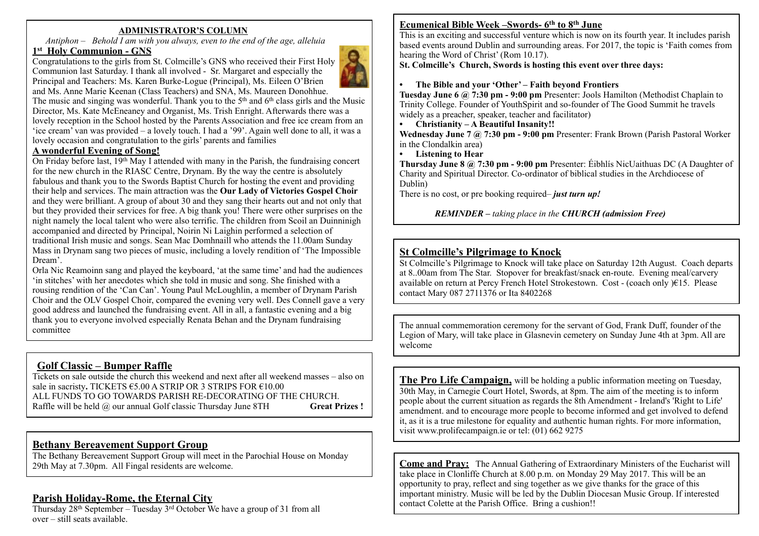**ADMINISTRATOR'S COLUMN**

*Antiphon – Behold I am with you always, even to the end of the age, alleluia*

**1st Holy Communion - GNS**

Congratulations to the girls from St. Colmcille's GNS who received their First Holy Communion last Saturday. I thank all involved - Sr. Margaret and especially the Principal and Teachers: Ms. Karen Burke-Logue (Principal), Ms. Eileen O'Brien and Ms. Anne Marie Keenan (Class Teachers) and SNA, Ms. Maureen Donohhue. The music and singing was wonderful. Thank you to the 5th and 6th class girls and the Music Director, Ms. Kate McEneaney and Organist, Ms. Trish Enright. Afterwards there was a lovely reception in the School hosted by the Parents Association and free ice cream from an 'ice cream' van was provided – a lovely touch. I had a '99'. Again well done to all, it was a lovely occasion and congratulation to the girls' parents and families

**A wonderful Evening of Song!**

On Friday before last, 19th May I attended with many in the Parish, the fundraising concert for the new church in the RIASC Centre, Drynam. By the way the centre is absolutely fabulous and thank you to the Swords Baptist Church for hosting the event and providing their help and services. The main attraction was the **Our Lady of Victories Gospel Choir** and they were brilliant. A group of about 30 and they sang their hearts out and not only that but they provided their services for free. A big thank you! There were other surprises on the night namely the local talent who were also terrific. The children from Scoil an Duinninigh accompanied and directed by Principal, Noirin Ni Laighin performed a selection of traditional Irish music and songs. Sean Mac Domhnaill who attends the 11.00am Sunday Mass in Drynam sang two pieces of music, including a lovely rendition of 'The Impossible Dream'.

Orla Nic Reamoinn sang and played the keyboard, 'at the same time' and had the audiences 'in stitches' with her anecdotes which she told in music and song. She finished with a rousing rendition of the 'Can Can'. Young Paul McLoughlin, a member of Drynam Parish Choir and the OLV Gospel Choir, compared the evening very well. Des Connell gave a very good address and launched the fundraising event. All in all, a fantastic evening and a big thank you to everyone involved especially Renata Behan and the Drynam fundraising committee

## Golf Classic – Bumper Raffle

Tickets on sale outside the church this weekend and next after all weekend masses – also on sale in sacristy**.** TICKETS €5.00 A STRIP OR 3 STRIPS FOR €10.00

ALL FUNDS TO GO TOWARDS PARISH RE-DECORATING OF THE CHURCH.

Raffle will be held @ our annual Golf classic Thursday June 8TH **Great Prizes !**

## Bethany Bereavement Support Group

The Bethany Bereavement Support Group will meet in the Parochial House on Monday 29th May at 7.30pm. All Fingal residents are welcome.

## Parish Holiday-Rome, the Eternal City

Thursday 28th September – Tuesday 3rd October We have a group of 31 from all over – still seats available.

## Ecumenical Bible Week –Swords- 6th to 8th June

This is an exciting and successful venture which is now on its fourth year. It includes parish based events around Dublin and surrounding areas. For 2017, the topic is 'Faith comes from hearing the Word of Christ' (Rom 10.17).

**St. Colmcille's Church, Swords is hosting this event over three days:**

- **The Bible and your 'Other' – Faith beyond Frontiers**

**Tuesday June 6 @ 7:30 pm - 9:00 pm** Presenter: Jools Hamilton (Methodist Chaplain to Trinity College. Founder of YouthSpirit and so-founder of The Good Summit he travels widely as a preacher, speaker, teacher and facilitator)

- **Christianity – A Beautiful Insanity!!**

**Wednesday June 7 @ 7:30 pm - 9:00 pm** Presenter: Frank Brown (Parish Pastoral Worker in the Clondalkin area)

- **Listening to Hear**

**Thursday June 8 @ 7:30 pm - 9:00 pm** Presenter: Éibhlís NicUaithuas DC (A Daughter of Charity and Spiritual Director. Co-ordinator of biblical studies in the Archdiocese of Dublin)

There is no cost, or pre booking required– ***just turn up!***

*REMINDER – taking place in the **CHURCH (admission Free)***

## St Colmcille's Pilgrimage to Knock

St Colmcille's Pilgrimage to Knock will take place on Saturday 12th August. Coach departs at 8..00am from The Star. Stopover for breakfast/snack en-route. Evening meal/carvery available on return at Percy French Hotel Strokestown. Cost - (coach only )€15. Please contact Mary 087 2711376 or Ita 8402268

The annual commemoration ceremony for the servant of God, Frank Duff, founder of the Legion of Mary, will take place in Glasnevin cemetery on Sunday June 4th at 3pm. All are welcome

**The Pro Life Campaign,** will be holding a public information meeting on Tuesday, 30th May, in Carnegie Court Hotel, Swords, at 8pm. The aim of the meeting is to inform people about the current situation as regards the 8th Amendment - Ireland's 'Right to Life' amendment. and to encourage more people to become informed and get involved to defend it, as it is a true milestone for equality and authentic human rights. For more information, visit www.prolifecampaign.ie or tel: (01) 662 9275

**Come and Pray:** The Annual Gathering of Extraordinary Ministers of the Eucharist will take place in Clonliffe Church at 8.00 p.m. on Monday 29 May 2017. This will be an opportunity to pray, reflect and sing together as we give thanks for the grace of this important ministry. Music will be led by the Dublin Diocesan Music Group. If interested contact Colette at the Parish Office. Bring a cushion!!